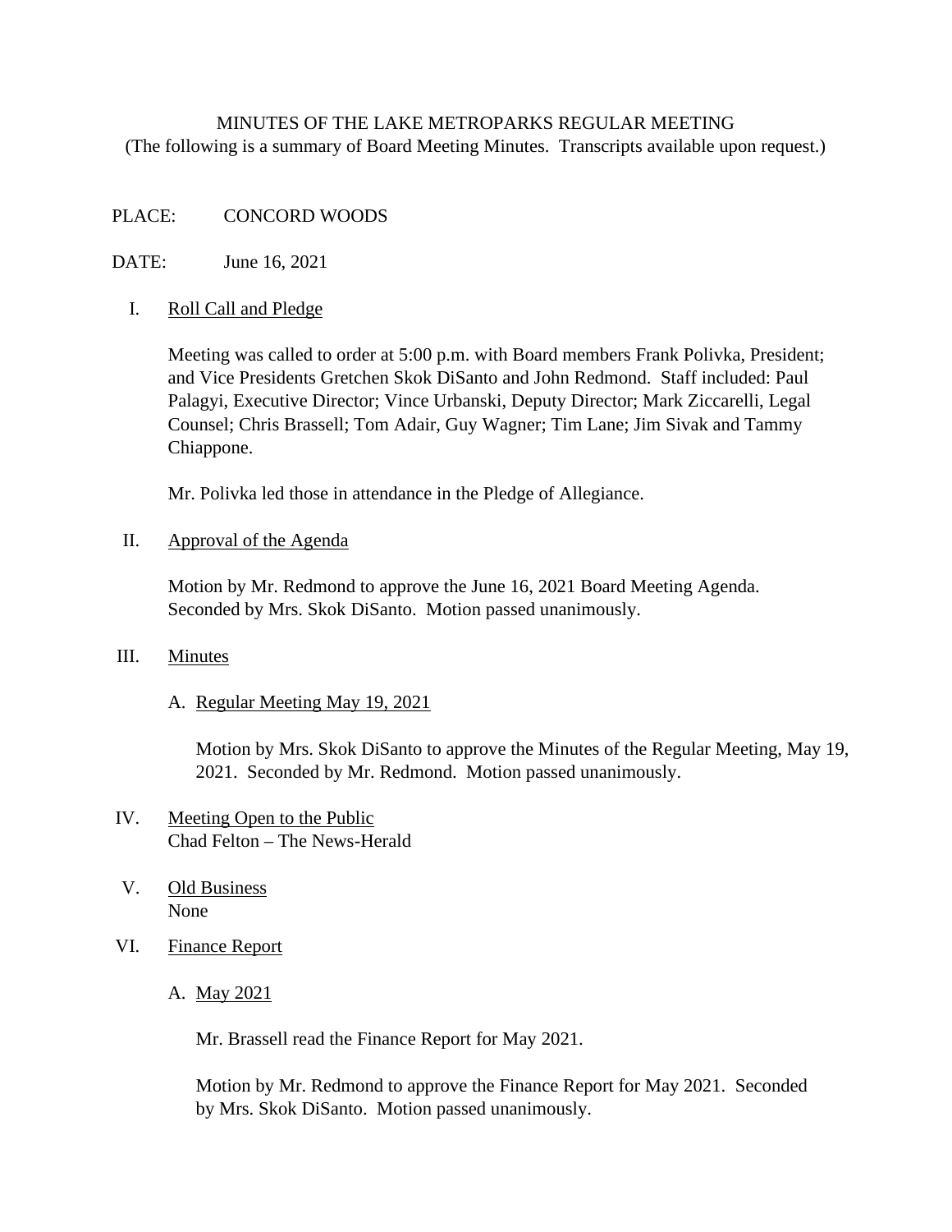# MINUTES OF THE LAKE METROPARKS REGULAR MEETING

(The following is a summary of Board Meeting Minutes. Transcripts available upon request.)

PLACE: CONCORD WOODS

DATE: June 16, 2021

## I. Roll Call and Pledge

Meeting was called to order at 5:00 p.m. with Board members Frank Polivka, President; and Vice Presidents Gretchen Skok DiSanto and John Redmond. Staff included: Paul Palagyi, Executive Director; Vince Urbanski, Deputy Director; Mark Ziccarelli, Legal Counsel; Chris Brassell; Tom Adair, Guy Wagner; Tim Lane; Jim Sivak and Tammy Chiappone.

Mr. Polivka led those in attendance in the Pledge of Allegiance.

## II. Approval of the Agenda

Motion by Mr. Redmond to approve the June 16, 2021 Board Meeting Agenda. Seconded by Mrs. Skok DiSanto. Motion passed unanimously.

## III. Minutes

### A. Regular Meeting May 19, 2021

Motion by Mrs. Skok DiSanto to approve the Minutes of the Regular Meeting, May 19, 2021. Seconded by Mr. Redmond. Motion passed unanimously.

## IV. Meeting Open to the Public

Chad Felton – The News-Herald

## V. Old Business

None

## VI. Finance Report

### A. May 2021

Mr. Brassell read the Finance Report for May 2021.

Motion by Mr. Redmond to approve the Finance Report for May 2021. Seconded by Mrs. Skok DiSanto. Motion passed unanimously.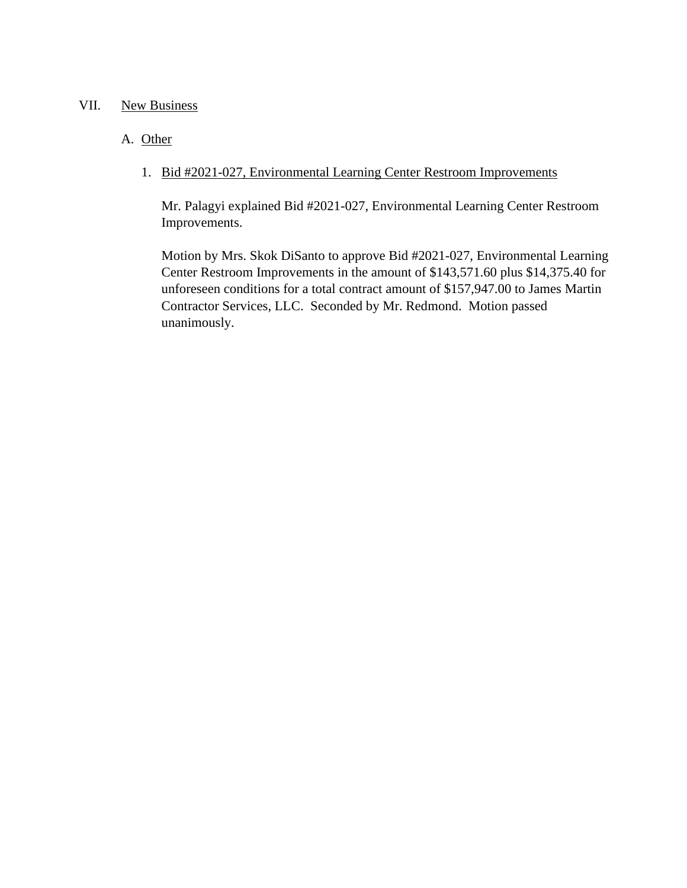VII. New Business

A. Other

1. Bid #2021-027, Environmental Learning Center Restroom Improvements

   Mr. Palagyi explained Bid #2021-027, Environmental Learning Center Restroom Improvements.

   Motion by Mrs. Skok DiSanto to approve Bid #2021-027, Environmental Learning Center Restroom Improvements in the amount of $143,571.60 plus $14,375.40 for unforeseen conditions for a total contract amount of $157,947.00 to James Martin Contractor Services, LLC. Seconded by Mr. Redmond. Motion passed unanimously.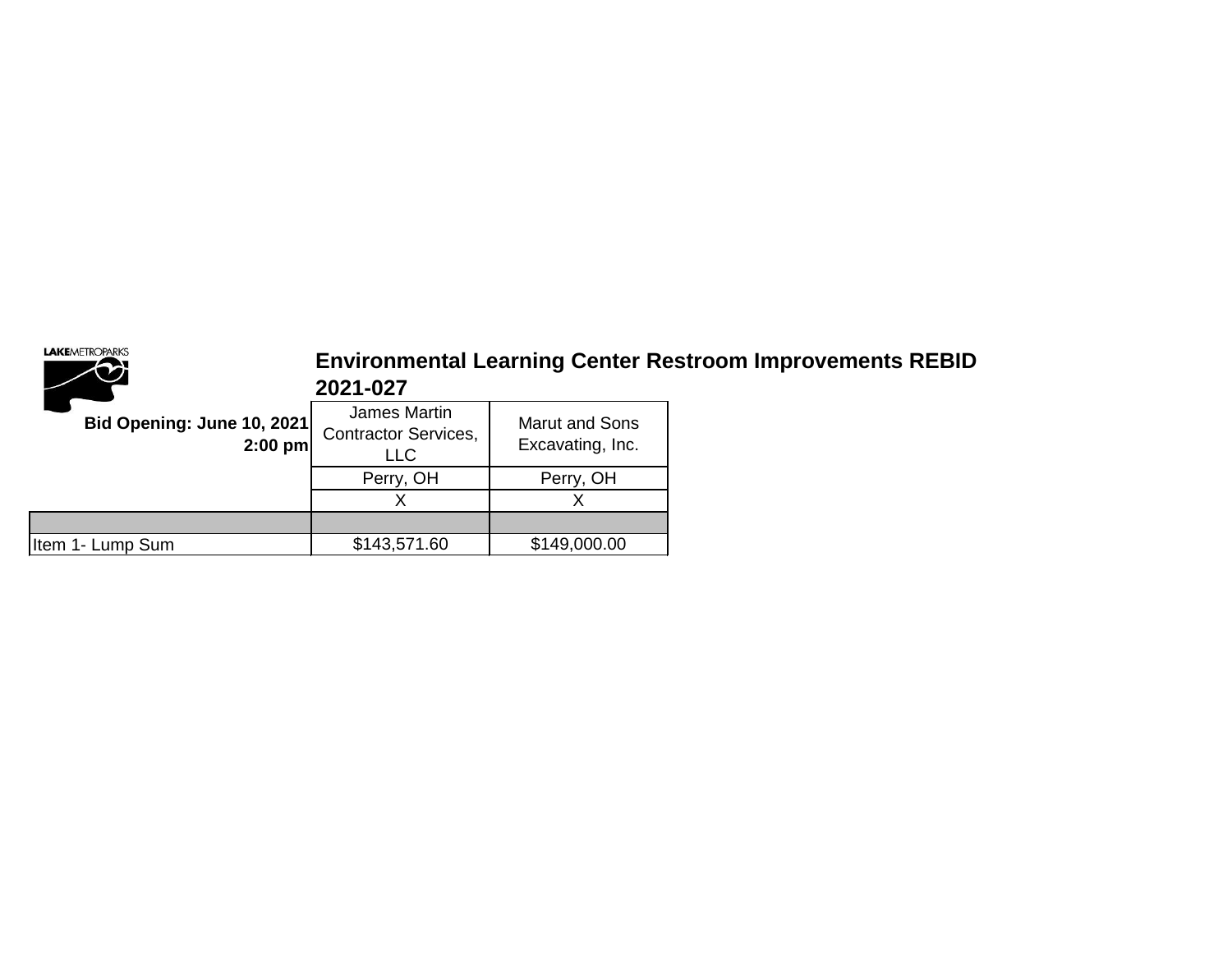LAKEMETROPARKS

# Environmental Learning Center Restroom Improvements REBID 2021-027

| Bid Opening: June 10, 2021 2:00 pm | James Martin Contractor Services, LLC | Marut and Sons Excavating, Inc. |
|---|---|---|
| | Perry, OH | Perry, OH |
| | X | X |
| | | |
| Item 1- Lump Sum | $143,571.60 | $149,000.00 |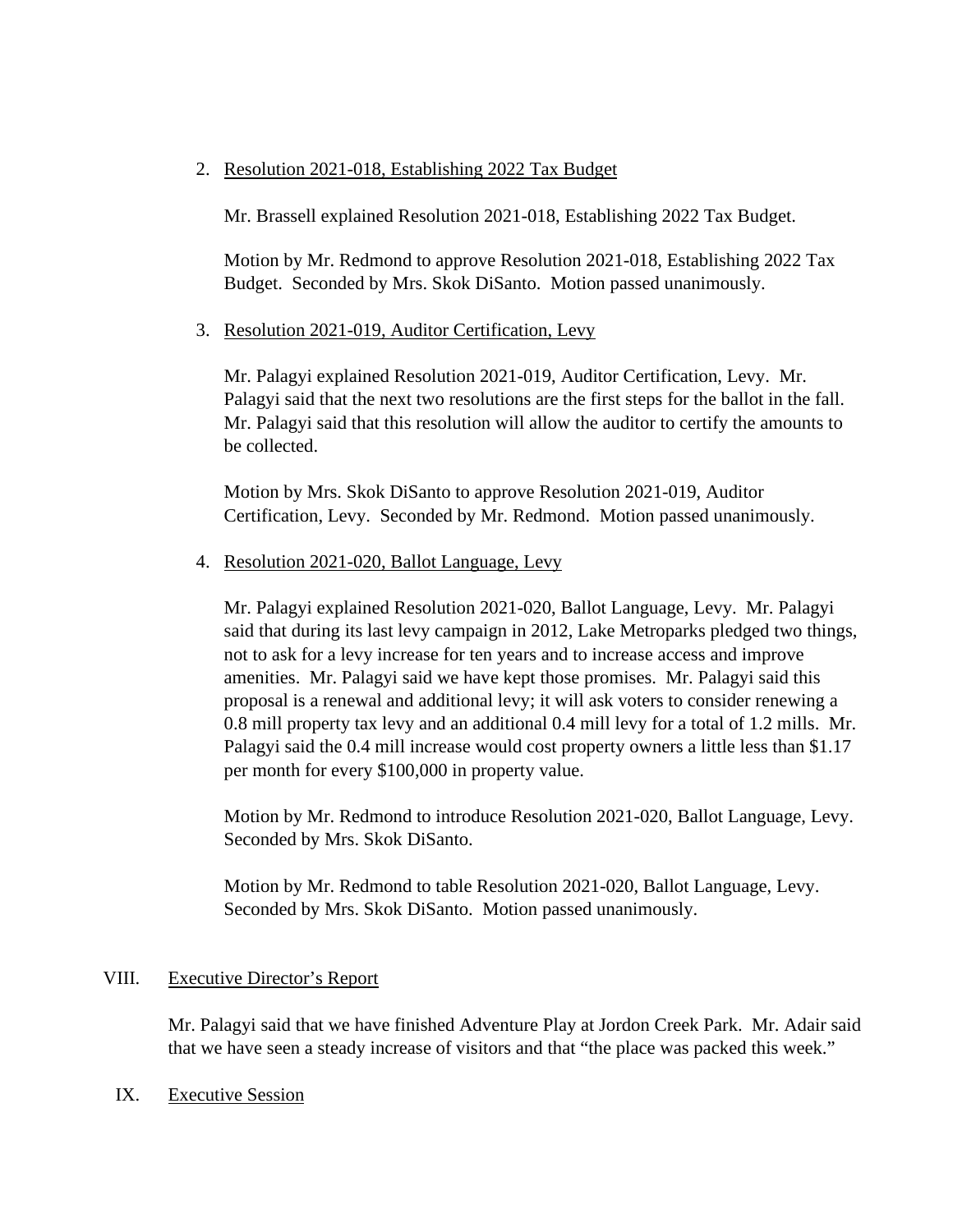2. Resolution 2021-018, Establishing 2022 Tax Budget

   Mr. Brassell explained Resolution 2021-018, Establishing 2022 Tax Budget.

   Motion by Mr. Redmond to approve Resolution 2021-018, Establishing 2022 Tax Budget. Seconded by Mrs. Skok DiSanto. Motion passed unanimously.

3. Resolution 2021-019, Auditor Certification, Levy

   Mr. Palagyi explained Resolution 2021-019, Auditor Certification, Levy. Mr. Palagyi said that the next two resolutions are the first steps for the ballot in the fall. Mr. Palagyi said that this resolution will allow the auditor to certify the amounts to be collected.

   Motion by Mrs. Skok DiSanto to approve Resolution 2021-019, Auditor Certification, Levy. Seconded by Mr. Redmond. Motion passed unanimously.

4. Resolution 2021-020, Ballot Language, Levy

   Mr. Palagyi explained Resolution 2021-020, Ballot Language, Levy. Mr. Palagyi said that during its last levy campaign in 2012, Lake Metroparks pledged two things, not to ask for a levy increase for ten years and to increase access and improve amenities. Mr. Palagyi said we have kept those promises. Mr. Palagyi said this proposal is a renewal and additional levy; it will ask voters to consider renewing a 0.8 mill property tax levy and an additional 0.4 mill levy for a total of 1.2 mills. Mr. Palagyi said the 0.4 mill increase would cost property owners a little less than $1.17 per month for every $100,000 in property value.

   Motion by Mr. Redmond to introduce Resolution 2021-020, Ballot Language, Levy. Seconded by Mrs. Skok DiSanto.

   Motion by Mr. Redmond to table Resolution 2021-020, Ballot Language, Levy. Seconded by Mrs. Skok DiSanto. Motion passed unanimously.

## VIII. Executive Director's Report

Mr. Palagyi said that we have finished Adventure Play at Jordon Creek Park. Mr. Adair said that we have seen a steady increase of visitors and that "the place was packed this week."

## IX. Executive Session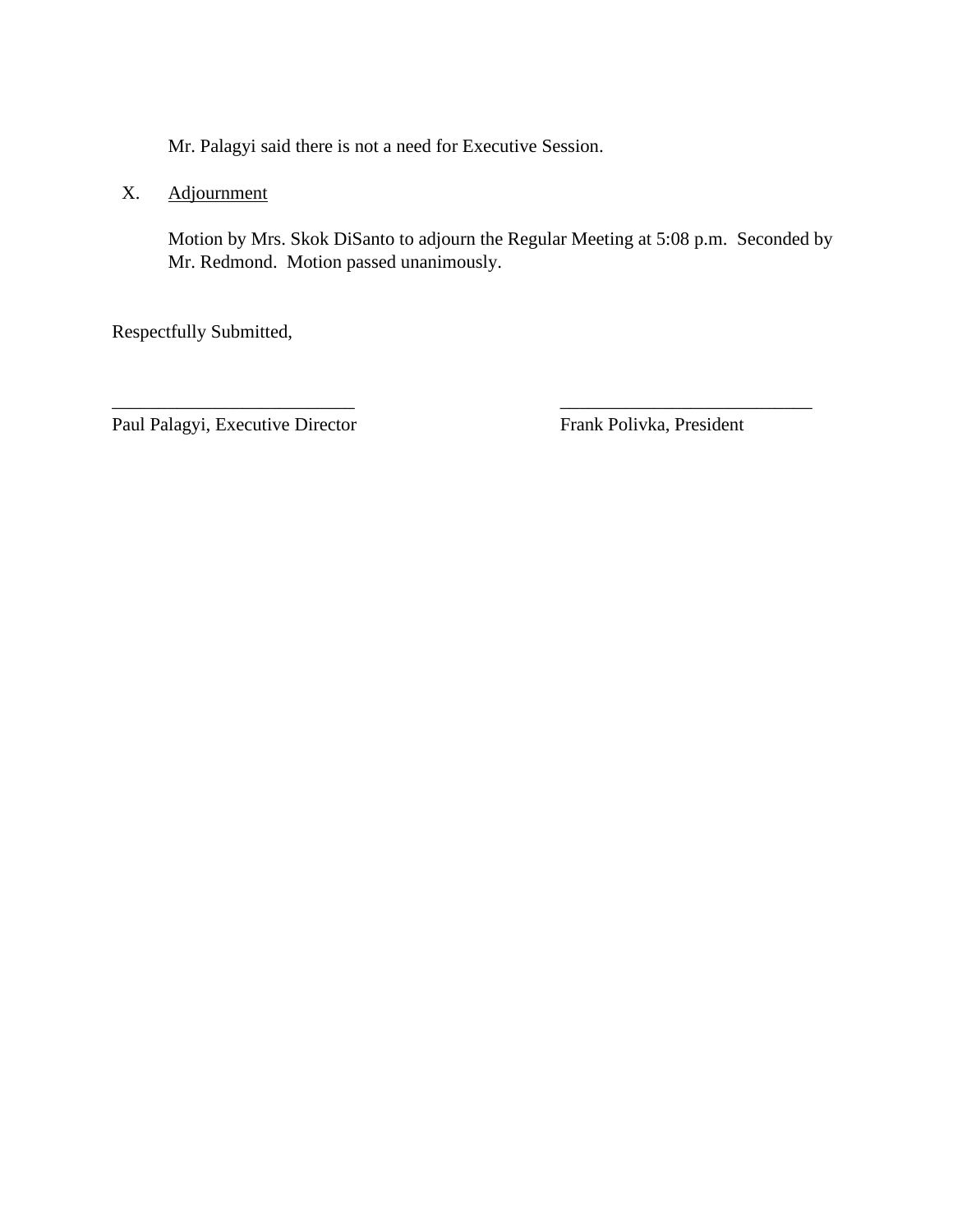Mr. Palagyi said there is not a need for Executive Session.

X. Adjournment

Motion by Mrs. Skok DiSanto to adjourn the Regular Meeting at 5:08 p.m. Seconded by Mr. Redmond. Motion passed unanimously.

Respectfully Submitted,

__________________________ __________________________

Paul Palagyi, Executive Director Frank Polivka, President